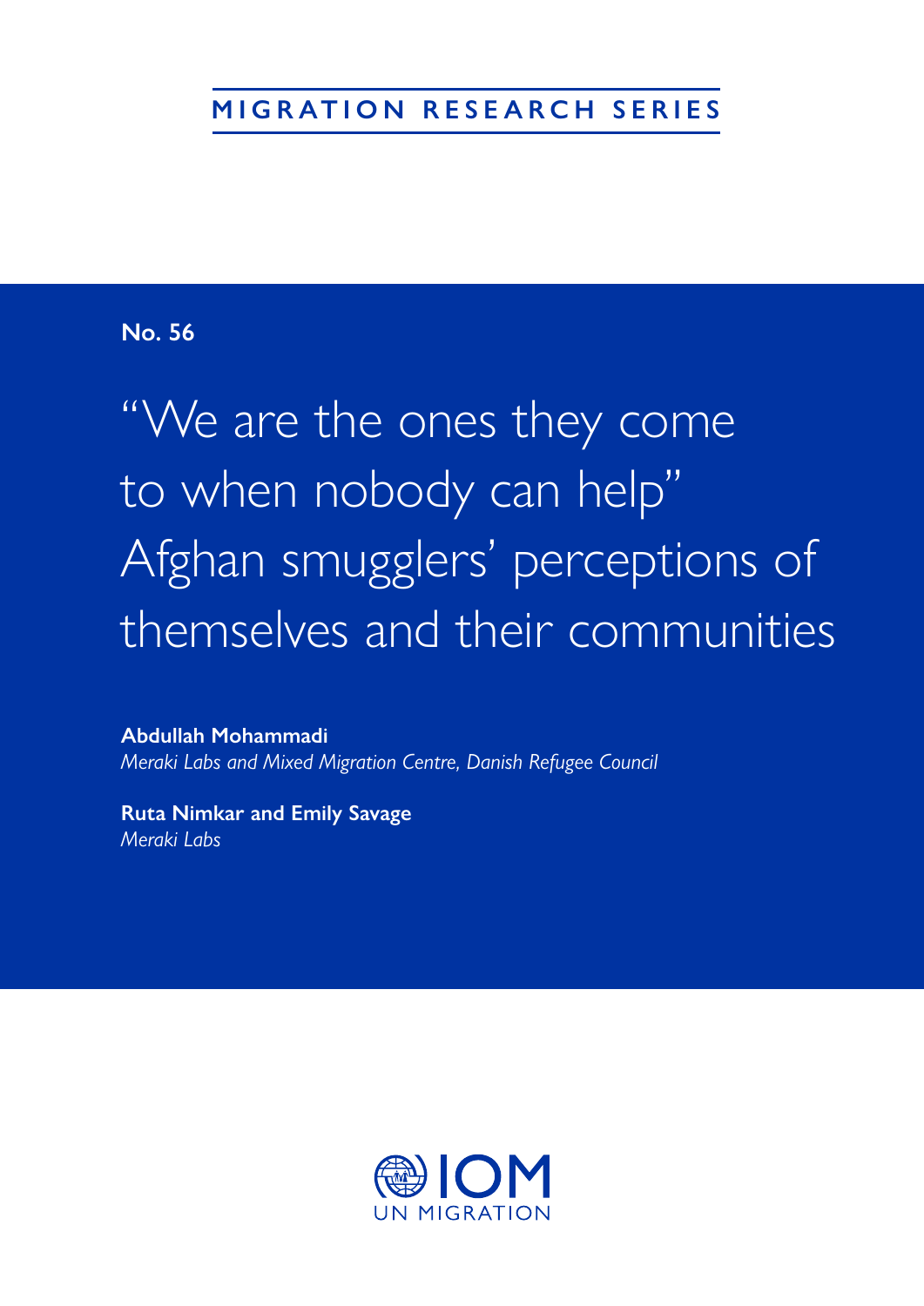MIGRATION RESEARCH SERIES

**No. 56**

# "We are the ones they come to when nobody can help" Afghan smugglers' perceptions of themselves and their communities

**Abdullah Mohammadi**
*Meraki Labs and Mixed Migration Centre, Danish Refugee Council*

**Ruta Nimkar and Emily Savage**
*Meraki Labs*

IOM
UN MIGRATION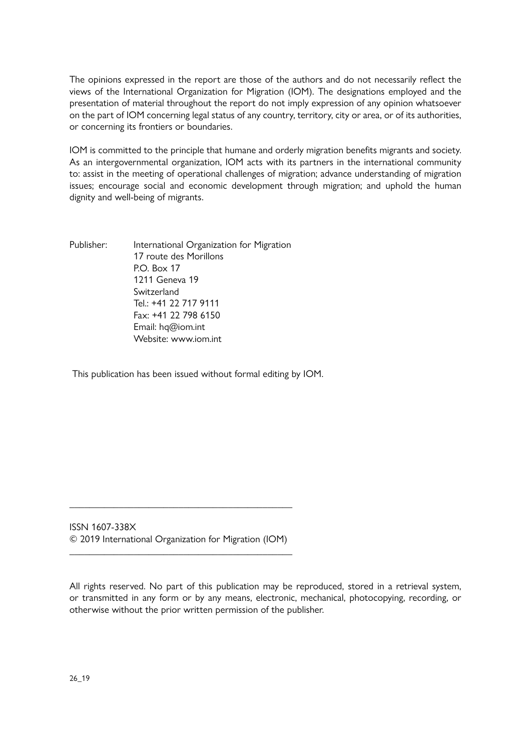The opinions expressed in the report are those of the authors and do not necessarily reflect the views of the International Organization for Migration (IOM). The designations employed and the presentation of material throughout the report do not imply expression of any opinion whatsoever on the part of IOM concerning legal status of any country, territory, city or area, or of its authorities, or concerning its frontiers or boundaries.

IOM is committed to the principle that humane and orderly migration benefits migrants and society. As an intergovernmental organization, IOM acts with its partners in the international community to: assist in the meeting of operational challenges of migration; advance understanding of migration issues; encourage social and economic development through migration; and uphold the human dignity and well-being of migrants.

Publisher: International Organization for Migration
17 route des Morillons
P.O. Box 17
1211 Geneva 19
Switzerland
Tel.: +41 22 717 9111
Fax: +41 22 798 6150
Email: hq@iom.int
Website: www.iom.int

This publication has been issued without formal editing by IOM.

---

ISSN 1607-338X
© 2019 International Organization for Migration (IOM)

---

All rights reserved. No part of this publication may be reproduced, stored in a retrieval system, or transmitted in any form or by any means, electronic, mechanical, photocopying, recording, or otherwise without the prior written permission of the publisher.

26_19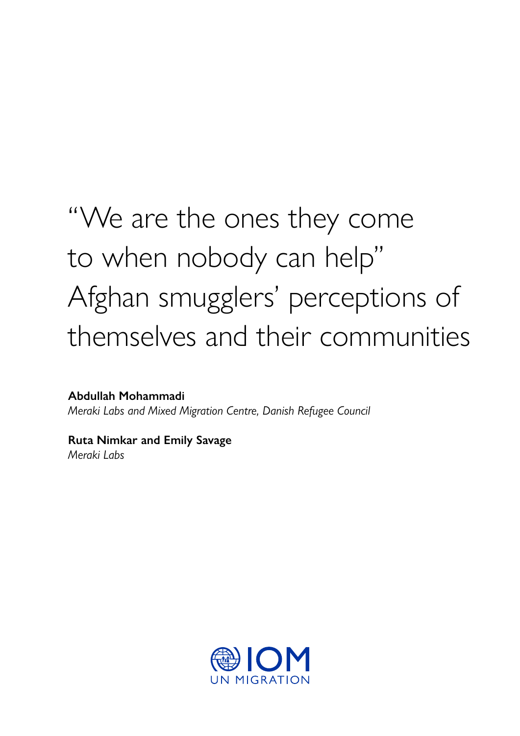# "We are the ones they come to when nobody can help" Afghan smugglers' perceptions of themselves and their communities

**Abdullah Mohammadi**
*Meraki Labs and Mixed Migration Centre, Danish Refugee Council*

**Ruta Nimkar and Emily Savage**
*Meraki Labs*

IOM
UN MIGRATION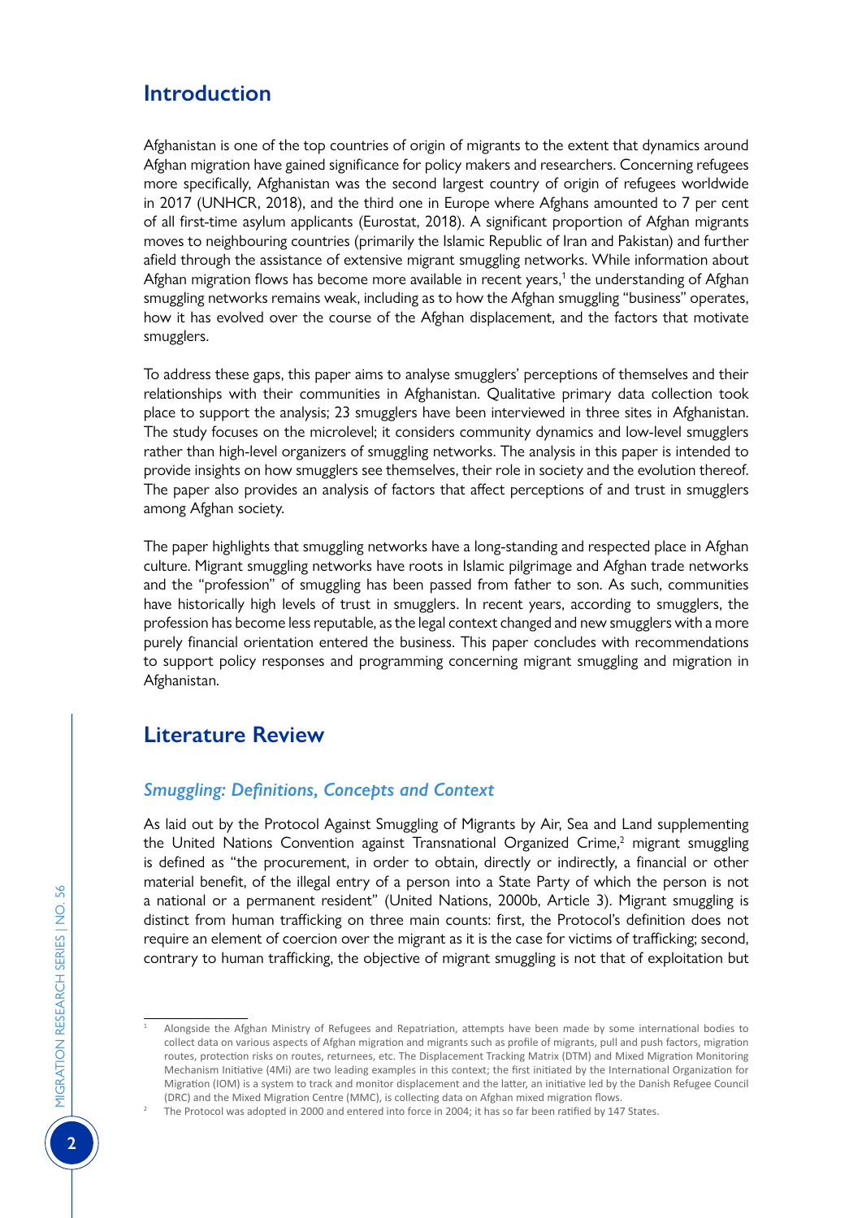## Introduction

Afghanistan is one of the top countries of origin of migrants to the extent that dynamics around Afghan migration have gained significance for policy makers and researchers. Concerning refugees more specifically, Afghanistan was the second largest country of origin of refugees worldwide in 2017 (UNHCR, 2018), and the third one in Europe where Afghans amounted to 7 per cent of all first-time asylum applicants (Eurostat, 2018). A significant proportion of Afghan migrants moves to neighbouring countries (primarily the Islamic Republic of Iran and Pakistan) and further afield through the assistance of extensive migrant smuggling networks. While information about Afghan migration flows has become more available in recent years,[1] the understanding of Afghan smuggling networks remains weak, including as to how the Afghan smuggling "business" operates, how it has evolved over the course of the Afghan displacement, and the factors that motivate smugglers.

To address these gaps, this paper aims to analyse smugglers' perceptions of themselves and their relationships with their communities in Afghanistan. Qualitative primary data collection took place to support the analysis; 23 smugglers have been interviewed in three sites in Afghanistan. The study focuses on the microlevel; it considers community dynamics and low-level smugglers rather than high-level organizers of smuggling networks. The analysis in this paper is intended to provide insights on how smugglers see themselves, their role in society and the evolution thereof. The paper also provides an analysis of factors that affect perceptions of and trust in smugglers among Afghan society.

The paper highlights that smuggling networks have a long-standing and respected place in Afghan culture. Migrant smuggling networks have roots in Islamic pilgrimage and Afghan trade networks and the "profession" of smuggling has been passed from father to son. As such, communities have historically high levels of trust in smugglers. In recent years, according to smugglers, the profession has become less reputable, as the legal context changed and new smugglers with a more purely financial orientation entered the business. This paper concludes with recommendations to support policy responses and programming concerning migrant smuggling and migration in Afghanistan.

## Literature Review

### *Smuggling: Definitions, Concepts and Context*

As laid out by the Protocol Against Smuggling of Migrants by Air, Sea and Land supplementing the United Nations Convention against Transnational Organized Crime,[2] migrant smuggling is defined as "the procurement, in order to obtain, directly or indirectly, a financial or other material benefit, of the illegal entry of a person into a State Party of which the person is not a national or a permanent resident" (United Nations, 2000b, Article 3). Migrant smuggling is distinct from human trafficking on three main counts: first, the Protocol's definition does not require an element of coercion over the migrant as it is the case for victims of trafficking; second, contrary to human trafficking, the objective of migrant smuggling is not that of exploitation but

---

[1] Alongside the Afghan Ministry of Refugees and Repatriation, attempts have been made by some international bodies to collect data on various aspects of Afghan migration and migrants such as profile of migrants, pull and push factors, migration routes, protection risks on routes, returnees, etc. The Displacement Tracking Matrix (DTM) and Mixed Migration Monitoring Mechanism Initiative (4Mi) are two leading examples in this context; the first initiated by the International Organization for Migration (IOM) is a system to track and monitor displacement and the latter, an initiative led by the Danish Refugee Council (DRC) and the Mixed Migration Centre (MMC), is collecting data on Afghan mixed migration flows.

[2] The Protocol was adopted in 2000 and entered into force in 2004; it has so far been ratified by 147 States.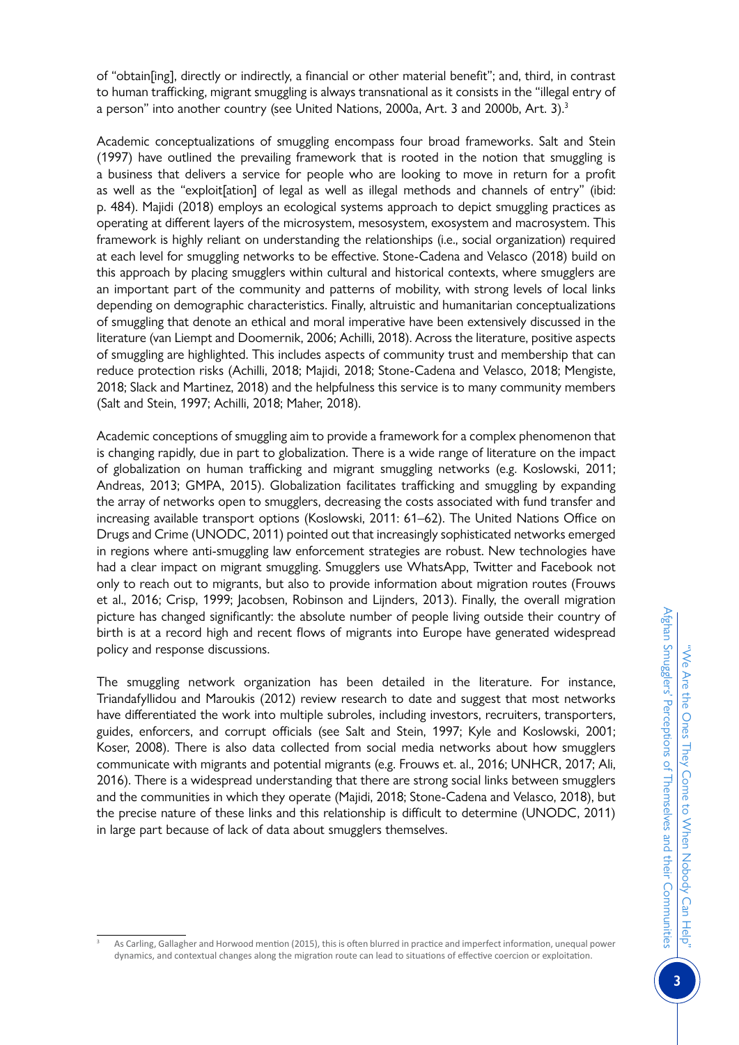of "obtain[ing], directly or indirectly, a financial or other material benefit"; and, third, in contrast to human trafficking, migrant smuggling is always transnational as it consists in the "illegal entry of a person" into another country (see United Nations, 2000a, Art. 3 and 2000b, Art. 3).[3]

Academic conceptualizations of smuggling encompass four broad frameworks. Salt and Stein (1997) have outlined the prevailing framework that is rooted in the notion that smuggling is a business that delivers a service for people who are looking to move in return for a profit as well as the "exploit[ation] of legal as well as illegal methods and channels of entry" (ibid: p. 484). Majidi (2018) employs an ecological systems approach to depict smuggling practices as operating at different layers of the microsystem, mesosystem, exosystem and macrosystem. This framework is highly reliant on understanding the relationships (i.e., social organization) required at each level for smuggling networks to be effective. Stone-Cadena and Velasco (2018) build on this approach by placing smugglers within cultural and historical contexts, where smugglers are an important part of the community and patterns of mobility, with strong levels of local links depending on demographic characteristics. Finally, altruistic and humanitarian conceptualizations of smuggling that denote an ethical and moral imperative have been extensively discussed in the literature (van Liempt and Doomernik, 2006; Achilli, 2018). Across the literature, positive aspects of smuggling are highlighted. This includes aspects of community trust and membership that can reduce protection risks (Achilli, 2018; Majidi, 2018; Stone-Cadena and Velasco, 2018; Mengiste, 2018; Slack and Martinez, 2018) and the helpfulness this service is to many community members (Salt and Stein, 1997; Achilli, 2018; Maher, 2018).

Academic conceptions of smuggling aim to provide a framework for a complex phenomenon that is changing rapidly, due in part to globalization. There is a wide range of literature on the impact of globalization on human trafficking and migrant smuggling networks (e.g. Koslowski, 2011; Andreas, 2013; GMPA, 2015). Globalization facilitates trafficking and smuggling by expanding the array of networks open to smugglers, decreasing the costs associated with fund transfer and increasing available transport options (Koslowski, 2011: 61–62). The United Nations Office on Drugs and Crime (UNODC, 2011) pointed out that increasingly sophisticated networks emerged in regions where anti-smuggling law enforcement strategies are robust. New technologies have had a clear impact on migrant smuggling. Smugglers use WhatsApp, Twitter and Facebook not only to reach out to migrants, but also to provide information about migration routes (Frouws et al., 2016; Crisp, 1999; Jacobsen, Robinson and Lijnders, 2013). Finally, the overall migration picture has changed significantly: the absolute number of people living outside their country of birth is at a record high and recent flows of migrants into Europe have generated widespread policy and response discussions.

The smuggling network organization has been detailed in the literature. For instance, Triandafyllidou and Maroukis (2012) review research to date and suggest that most networks have differentiated the work into multiple subroles, including investors, recruiters, transporters, guides, enforcers, and corrupt officials (see Salt and Stein, 1997; Kyle and Koslowski, 2001; Koser, 2008). There is also data collected from social media networks about how smugglers communicate with migrants and potential migrants (e.g. Frouws et. al., 2016; UNHCR, 2017; Ali, 2016). There is a widespread understanding that there are strong social links between smugglers and the communities in which they operate (Majidi, 2018; Stone-Cadena and Velasco, 2018), but the precise nature of these links and this relationship is difficult to determine (UNODC, 2011) in large part because of lack of data about smugglers themselves.

[3] As Carling, Gallagher and Horwood mention (2015), this is often blurred in practice and imperfect information, unequal power dynamics, and contextual changes along the migration route can lead to situations of effective coercion or exploitation.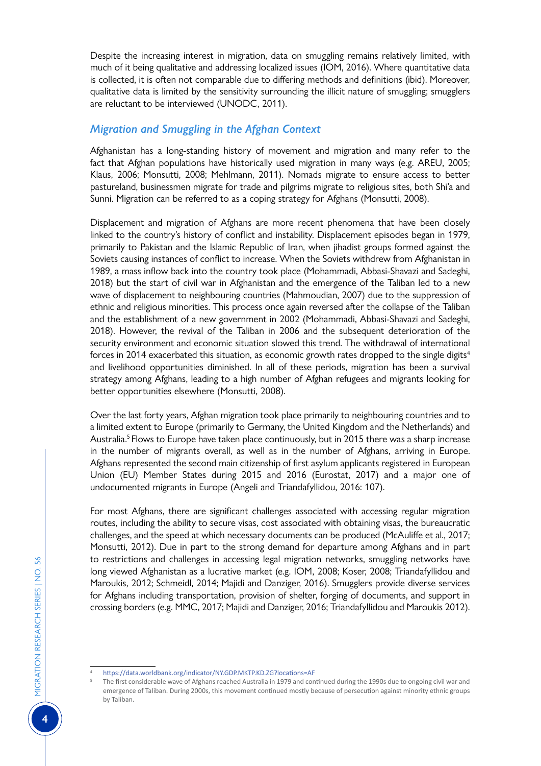Despite the increasing interest in migration, data on smuggling remains relatively limited, with much of it being qualitative and addressing localized issues (IOM, 2016). Where quantitative data is collected, it is often not comparable due to differing methods and definitions (ibid). Moreover, qualitative data is limited by the sensitivity surrounding the illicit nature of smuggling; smugglers are reluctant to be interviewed (UNODC, 2011).

### *Migration and Smuggling in the Afghan Context*

Afghanistan has a long-standing history of movement and migration and many refer to the fact that Afghan populations have historically used migration in many ways (e.g. AREU, 2005; Klaus, 2006; Monsutti, 2008; Mehlmann, 2011). Nomads migrate to ensure access to better pastureland, businessmen migrate for trade and pilgrims migrate to religious sites, both Shi'a and Sunni. Migration can be referred to as a coping strategy for Afghans (Monsutti, 2008).

Displacement and migration of Afghans are more recent phenomena that have been closely linked to the country's history of conflict and instability. Displacement episodes began in 1979, primarily to Pakistan and the Islamic Republic of Iran, when jihadist groups formed against the Soviets causing instances of conflict to increase. When the Soviets withdrew from Afghanistan in 1989, a mass inflow back into the country took place (Mohammadi, Abbasi-Shavazi and Sadeghi, 2018) but the start of civil war in Afghanistan and the emergence of the Taliban led to a new wave of displacement to neighbouring countries (Mahmoudian, 2007) due to the suppression of ethnic and religious minorities. This process once again reversed after the collapse of the Taliban and the establishment of a new government in 2002 (Mohammadi, Abbasi-Shavazi and Sadeghi, 2018). However, the revival of the Taliban in 2006 and the subsequent deterioration of the security environment and economic situation slowed this trend. The withdrawal of international forces in 2014 exacerbated this situation, as economic growth rates dropped to the single digits[4] and livelihood opportunities diminished. In all of these periods, migration has been a survival strategy among Afghans, leading to a high number of Afghan refugees and migrants looking for better opportunities elsewhere (Monsutti, 2008).

Over the last forty years, Afghan migration took place primarily to neighbouring countries and to a limited extent to Europe (primarily to Germany, the United Kingdom and the Netherlands) and Australia.[5] Flows to Europe have taken place continuously, but in 2015 there was a sharp increase in the number of migrants overall, as well as in the number of Afghans, arriving in Europe. Afghans represented the second main citizenship of first asylum applicants registered in European Union (EU) Member States during 2015 and 2016 (Eurostat, 2017) and a major one of undocumented migrants in Europe (Angeli and Triandafyllidou, 2016: 107).

For most Afghans, there are significant challenges associated with accessing regular migration routes, including the ability to secure visas, cost associated with obtaining visas, the bureaucratic challenges, and the speed at which necessary documents can be produced (McAuliffe et al., 2017; Monsutti, 2012). Due in part to the strong demand for departure among Afghans and in part to restrictions and challenges in accessing legal migration networks, smuggling networks have long viewed Afghanistan as a lucrative market (e.g. IOM, 2008; Koser, 2008; Triandafyllidou and Maroukis, 2012; Schmeidl, 2014; Majidi and Danziger, 2016). Smugglers provide diverse services for Afghans including transportation, provision of shelter, forging of documents, and support in crossing borders (e.g. MMC, 2017; Majidi and Danziger, 2016; Triandafyllidou and Maroukis 2012).

---

[4] https://data.worldbank.org/indicator/NY.GDP.MKTP.KD.ZG?locations=AF

[5] The first considerable wave of Afghans reached Australia in 1979 and continued during the 1990s due to ongoing civil war and emergence of Taliban. During 2000s, this movement continued mostly because of persecution against minority ethnic groups by Taliban.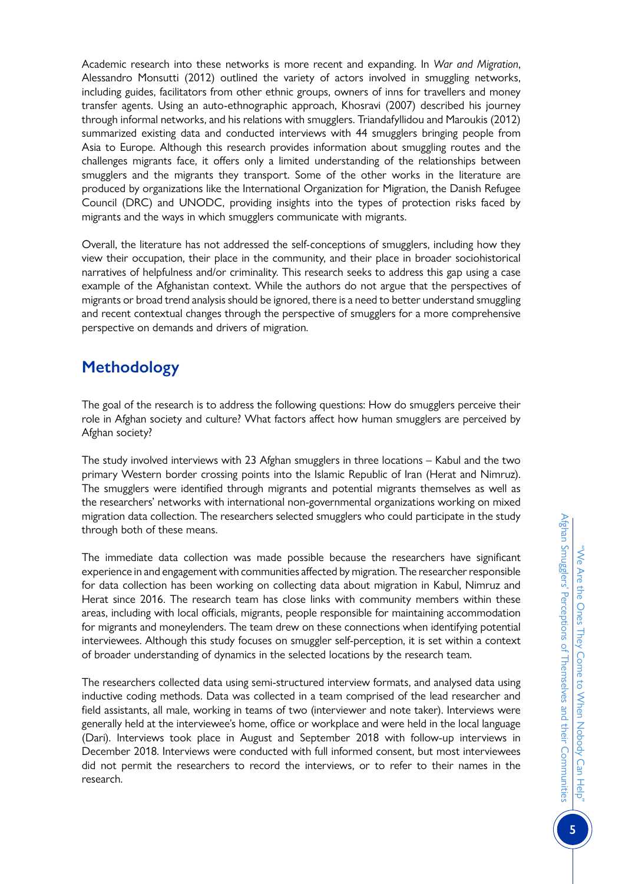Academic research into these networks is more recent and expanding. In *War and Migration*, Alessandro Monsutti (2012) outlined the variety of actors involved in smuggling networks, including guides, facilitators from other ethnic groups, owners of inns for travellers and money transfer agents. Using an auto-ethnographic approach, Khosravi (2007) described his journey through informal networks, and his relations with smugglers. Triandafyllidou and Maroukis (2012) summarized existing data and conducted interviews with 44 smugglers bringing people from Asia to Europe. Although this research provides information about smuggling routes and the challenges migrants face, it offers only a limited understanding of the relationships between smugglers and the migrants they transport. Some of the other works in the literature are produced by organizations like the International Organization for Migration, the Danish Refugee Council (DRC) and UNODC, providing insights into the types of protection risks faced by migrants and the ways in which smugglers communicate with migrants.

Overall, the literature has not addressed the self-conceptions of smugglers, including how they view their occupation, their place in the community, and their place in broader sociohistorical narratives of helpfulness and/or criminality. This research seeks to address this gap using a case example of the Afghanistan context. While the authors do not argue that the perspectives of migrants or broad trend analysis should be ignored, there is a need to better understand smuggling and recent contextual changes through the perspective of smugglers for a more comprehensive perspective on demands and drivers of migration.

## Methodology

The goal of the research is to address the following questions: How do smugglers perceive their role in Afghan society and culture? What factors affect how human smugglers are perceived by Afghan society?

The study involved interviews with 23 Afghan smugglers in three locations – Kabul and the two primary Western border crossing points into the Islamic Republic of Iran (Herat and Nimruz). The smugglers were identified through migrants and potential migrants themselves as well as the researchers' networks with international non-governmental organizations working on mixed migration data collection. The researchers selected smugglers who could participate in the study through both of these means.

The immediate data collection was made possible because the researchers have significant experience in and engagement with communities affected by migration. The researcher responsible for data collection has been working on collecting data about migration in Kabul, Nimruz and Herat since 2016. The research team has close links with community members within these areas, including with local officials, migrants, people responsible for maintaining accommodation for migrants and moneylenders. The team drew on these connections when identifying potential interviewees. Although this study focuses on smuggler self-perception, it is set within a context of broader understanding of dynamics in the selected locations by the research team.

The researchers collected data using semi-structured interview formats, and analysed data using inductive coding methods. Data was collected in a team comprised of the lead researcher and field assistants, all male, working in teams of two (interviewer and note taker). Interviews were generally held at the interviewee's home, office or workplace and were held in the local language (Dari). Interviews took place in August and September 2018 with follow-up interviews in December 2018. Interviews were conducted with full informed consent, but most interviewees did not permit the researchers to record the interviews, or to refer to their names in the research.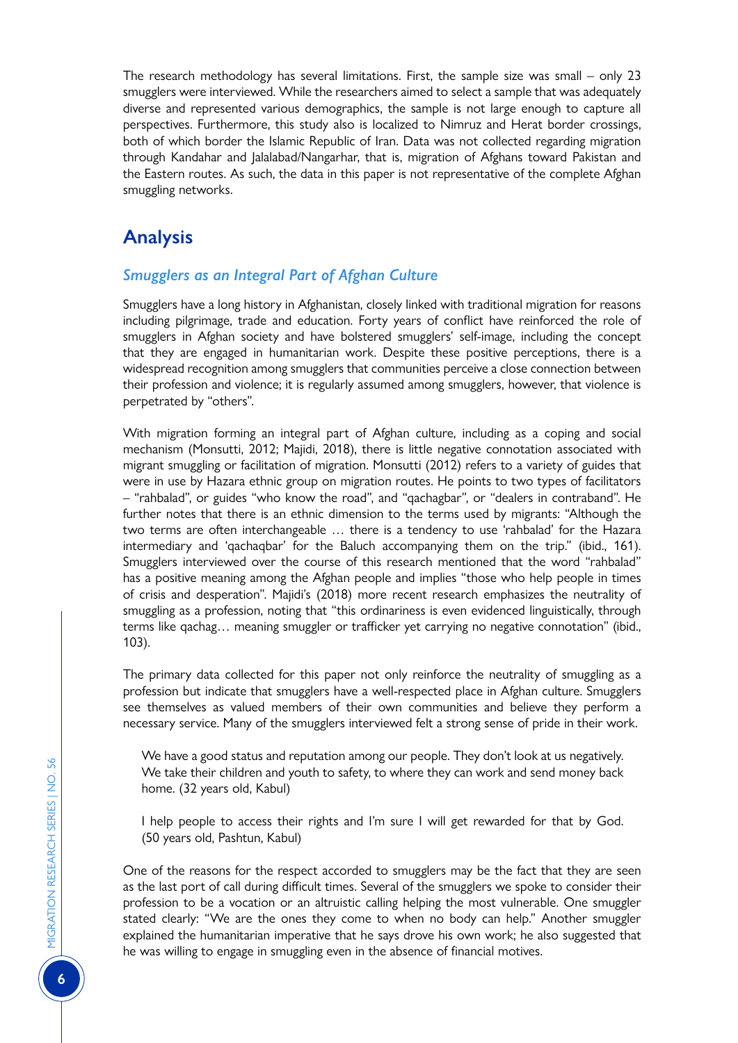The research methodology has several limitations. First, the sample size was small – only 23 smugglers were interviewed. While the researchers aimed to select a sample that was adequately diverse and represented various demographics, the sample is not large enough to capture all perspectives. Furthermore, this study also is localized to Nimruz and Herat border crossings, both of which border the Islamic Republic of Iran. Data was not collected regarding migration through Kandahar and Jalalabad/Nangarhar, that is, migration of Afghans toward Pakistan and the Eastern routes. As such, the data in this paper is not representative of the complete Afghan smuggling networks.

## Analysis

### *Smugglers as an Integral Part of Afghan Culture*

Smugglers have a long history in Afghanistan, closely linked with traditional migration for reasons including pilgrimage, trade and education. Forty years of conflict have reinforced the role of smugglers in Afghan society and have bolstered smugglers' self-image, including the concept that they are engaged in humanitarian work. Despite these positive perceptions, there is a widespread recognition among smugglers that communities perceive a close connection between their profession and violence; it is regularly assumed among smugglers, however, that violence is perpetrated by "others".

With migration forming an integral part of Afghan culture, including as a coping and social mechanism (Monsutti, 2012; Majidi, 2018), there is little negative connotation associated with migrant smuggling or facilitation of migration. Monsutti (2012) refers to a variety of guides that were in use by Hazara ethnic group on migration routes. He points to two types of facilitators – "rahbalad", or guides "who know the road", and "qachagbar", or "dealers in contraband". He further notes that there is an ethnic dimension to the terms used by migrants: "Although the two terms are often interchangeable … there is a tendency to use 'rahbalad' for the Hazara intermediary and 'qachaqbar' for the Baluch accompanying them on the trip." (ibid., 161). Smugglers interviewed over the course of this research mentioned that the word "rahbalad" has a positive meaning among the Afghan people and implies "those who help people in times of crisis and desperation". Majidi's (2018) more recent research emphasizes the neutrality of smuggling as a profession, noting that "this ordinariness is even evidenced linguistically, through terms like qachag… meaning smuggler or trafficker yet carrying no negative connotation" (ibid., 103).

The primary data collected for this paper not only reinforce the neutrality of smuggling as a profession but indicate that smugglers have a well-respected place in Afghan culture. Smugglers see themselves as valued members of their own communities and believe they perform a necessary service. Many of the smugglers interviewed felt a strong sense of pride in their work.

> We have a good status and reputation among our people. They don't look at us negatively. We take their children and youth to safety, to where they can work and send money back home. (32 years old, Kabul)

> I help people to access their rights and I'm sure I will get rewarded for that by God. (50 years old, Pashtun, Kabul)

One of the reasons for the respect accorded to smugglers may be the fact that they are seen as the last port of call during difficult times. Several of the smugglers we spoke to consider their profession to be a vocation or an altruistic calling helping the most vulnerable. One smuggler stated clearly: "We are the ones they come to when no body can help." Another smuggler explained the humanitarian imperative that he says drove his own work; he also suggested that he was willing to engage in smuggling even in the absence of financial motives.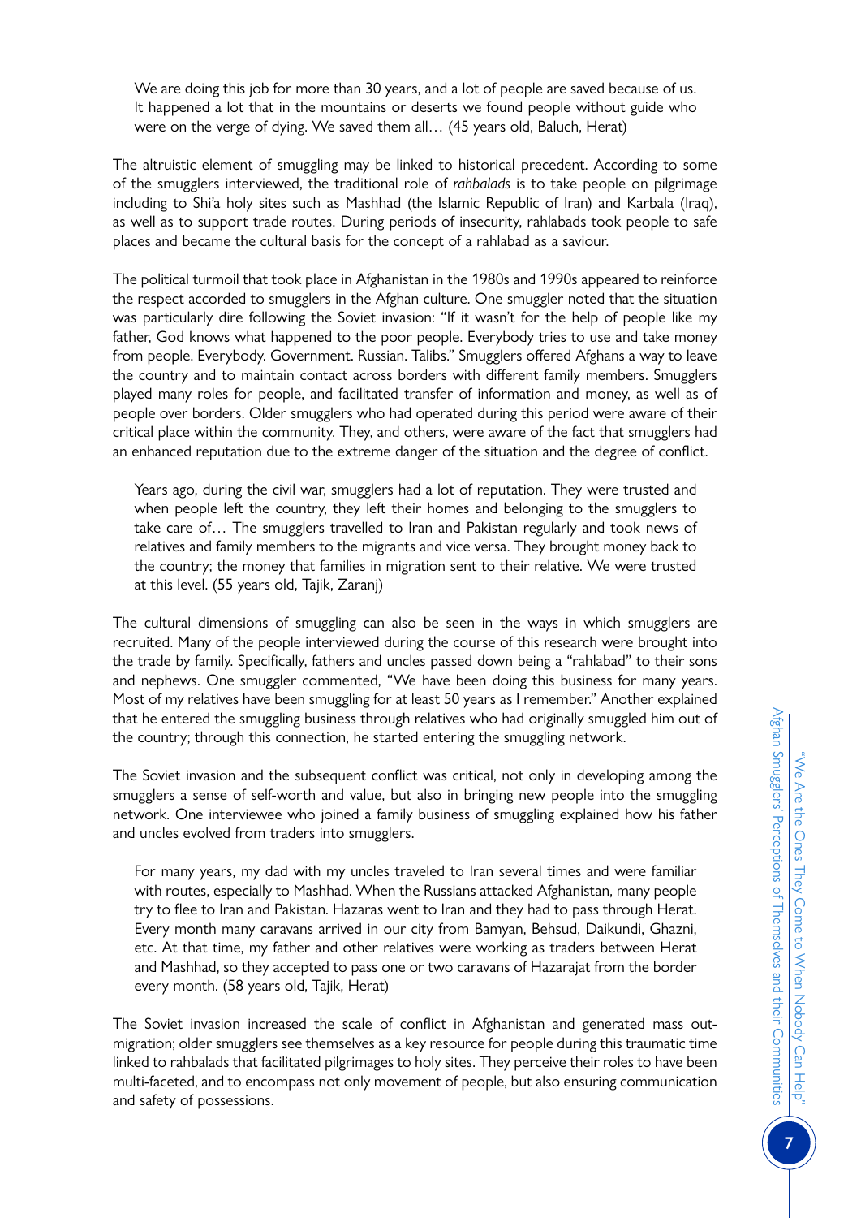> We are doing this job for more than 30 years, and a lot of people are saved because of us. It happened a lot that in the mountains or deserts we found people without guide who were on the verge of dying. We saved them all… (45 years old, Baluch, Herat)

The altruistic element of smuggling may be linked to historical precedent. According to some of the smugglers interviewed, the traditional role of *rahbalads* is to take people on pilgrimage including to Shi'a holy sites such as Mashhad (the Islamic Republic of Iran) and Karbala (Iraq), as well as to support trade routes. During periods of insecurity, rahlabads took people to safe places and became the cultural basis for the concept of a rahlabad as a saviour.

The political turmoil that took place in Afghanistan in the 1980s and 1990s appeared to reinforce the respect accorded to smugglers in the Afghan culture. One smuggler noted that the situation was particularly dire following the Soviet invasion: "If it wasn't for the help of people like my father, God knows what happened to the poor people. Everybody tries to use and take money from people. Everybody. Government. Russian. Talibs." Smugglers offered Afghans a way to leave the country and to maintain contact across borders with different family members. Smugglers played many roles for people, and facilitated transfer of information and money, as well as of people over borders. Older smugglers who had operated during this period were aware of their critical place within the community. They, and others, were aware of the fact that smugglers had an enhanced reputation due to the extreme danger of the situation and the degree of conflict.

> Years ago, during the civil war, smugglers had a lot of reputation. They were trusted and when people left the country, they left their homes and belonging to the smugglers to take care of… The smugglers travelled to Iran and Pakistan regularly and took news of relatives and family members to the migrants and vice versa. They brought money back to the country; the money that families in migration sent to their relative. We were trusted at this level. (55 years old, Tajik, Zaranj)

The cultural dimensions of smuggling can also be seen in the ways in which smugglers are recruited. Many of the people interviewed during the course of this research were brought into the trade by family. Specifically, fathers and uncles passed down being a "rahlabad" to their sons and nephews. One smuggler commented, "We have been doing this business for many years. Most of my relatives have been smuggling for at least 50 years as I remember." Another explained that he entered the smuggling business through relatives who had originally smuggled him out of the country; through this connection, he started entering the smuggling network.

The Soviet invasion and the subsequent conflict was critical, not only in developing among the smugglers a sense of self-worth and value, but also in bringing new people into the smuggling network. One interviewee who joined a family business of smuggling explained how his father and uncles evolved from traders into smugglers.

> For many years, my dad with my uncles traveled to Iran several times and were familiar with routes, especially to Mashhad. When the Russians attacked Afghanistan, many people try to flee to Iran and Pakistan. Hazaras went to Iran and they had to pass through Herat. Every month many caravans arrived in our city from Bamyan, Behsud, Daikundi, Ghazni, etc. At that time, my father and other relatives were working as traders between Herat and Mashhad, so they accepted to pass one or two caravans of Hazarajat from the border every month. (58 years old, Tajik, Herat)

The Soviet invasion increased the scale of conflict in Afghanistan and generated mass out-migration; older smugglers see themselves as a key resource for people during this traumatic time linked to rahbalads that facilitated pilgrimages to holy sites. They perceive their roles to have been multi-faceted, and to encompass not only movement of people, but also ensuring communication and safety of possessions.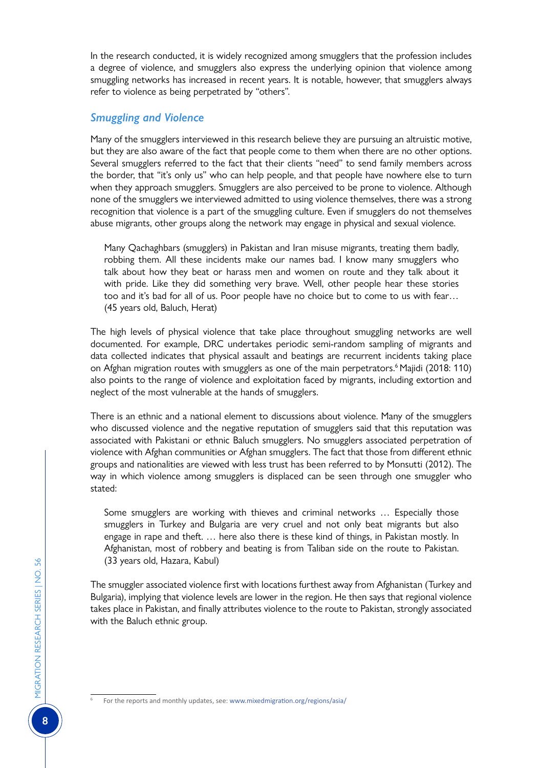In the research conducted, it is widely recognized among smugglers that the profession includes a degree of violence, and smugglers also express the underlying opinion that violence among smuggling networks has increased in recent years. It is notable, however, that smugglers always refer to violence as being perpetrated by "others".

### *Smuggling and Violence*

Many of the smugglers interviewed in this research believe they are pursuing an altruistic motive, but they are also aware of the fact that people come to them when there are no other options. Several smugglers referred to the fact that their clients "need" to send family members across the border, that "it's only us" who can help people, and that people have nowhere else to turn when they approach smugglers. Smugglers are also perceived to be prone to violence. Although none of the smugglers we interviewed admitted to using violence themselves, there was a strong recognition that violence is a part of the smuggling culture. Even if smugglers do not themselves abuse migrants, other groups along the network may engage in physical and sexual violence.

> Many Qachaghbars (smugglers) in Pakistan and Iran misuse migrants, treating them badly, robbing them. All these incidents make our names bad. I know many smugglers who talk about how they beat or harass men and women on route and they talk about it with pride. Like they did something very brave. Well, other people hear these stories too and it's bad for all of us. Poor people have no choice but to come to us with fear… (45 years old, Baluch, Herat)

The high levels of physical violence that take place throughout smuggling networks are well documented. For example, DRC undertakes periodic semi-random sampling of migrants and data collected indicates that physical assault and beatings are recurrent incidents taking place on Afghan migration routes with smugglers as one of the main perpetrators.[6] Majidi (2018: 110) also points to the range of violence and exploitation faced by migrants, including extortion and neglect of the most vulnerable at the hands of smugglers.

There is an ethnic and a national element to discussions about violence. Many of the smugglers who discussed violence and the negative reputation of smugglers said that this reputation was associated with Pakistani or ethnic Baluch smugglers. No smugglers associated perpetration of violence with Afghan communities or Afghan smugglers. The fact that those from different ethnic groups and nationalities are viewed with less trust has been referred to by Monsutti (2012). The way in which violence among smugglers is displaced can be seen through one smuggler who stated:

> Some smugglers are working with thieves and criminal networks … Especially those smugglers in Turkey and Bulgaria are very cruel and not only beat migrants but also engage in rape and theft. … here also there is these kind of things, in Pakistan mostly. In Afghanistan, most of robbery and beating is from Taliban side on the route to Pakistan. (33 years old, Hazara, Kabul)

The smuggler associated violence first with locations furthest away from Afghanistan (Turkey and Bulgaria), implying that violence levels are lower in the region. He then says that regional violence takes place in Pakistan, and finally attributes violence to the route to Pakistan, strongly associated with the Baluch ethnic group.

---

[6] For the reports and monthly updates, see: www.mixedmigration.org/regions/asia/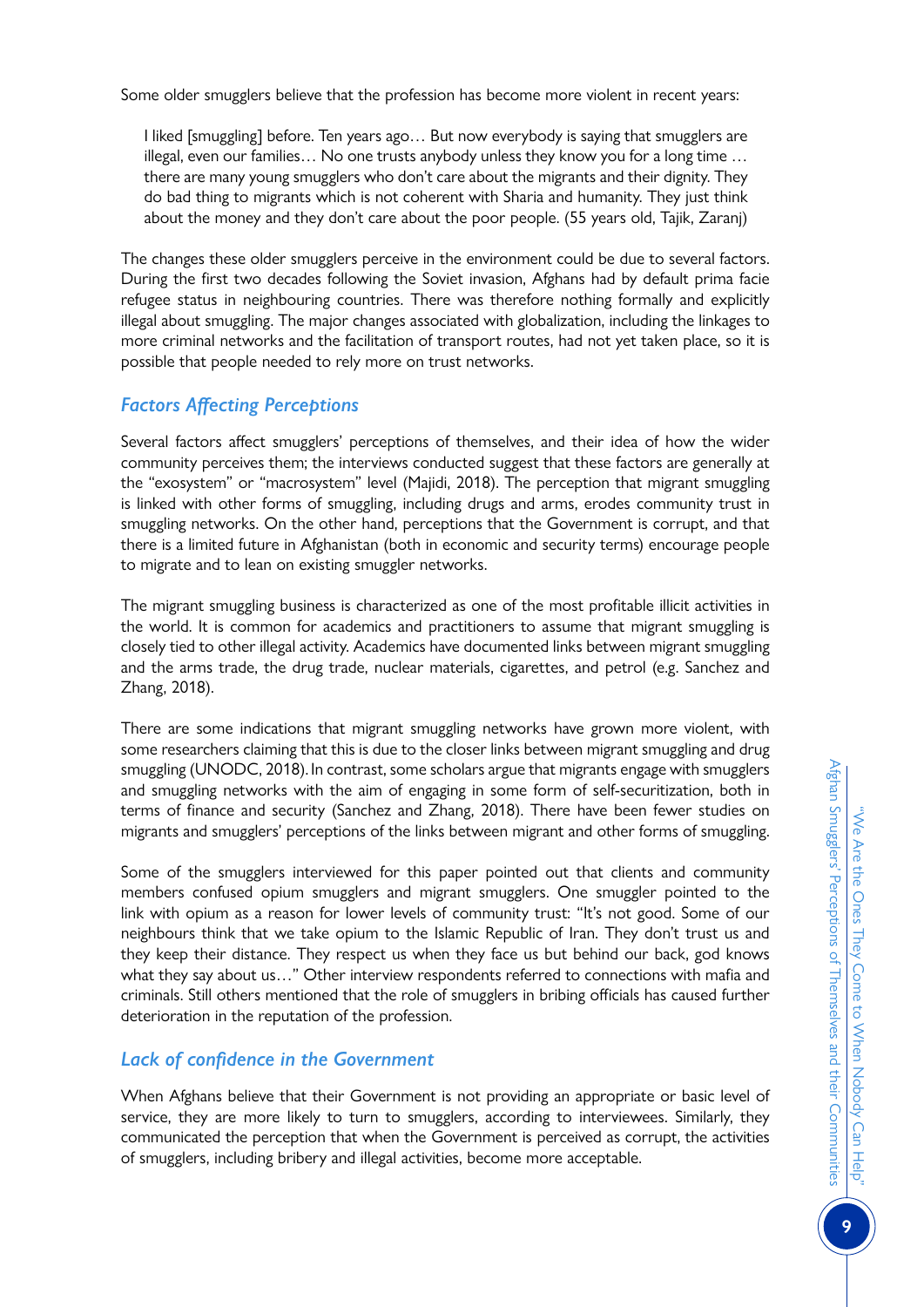Some older smugglers believe that the profession has become more violent in recent years:

> I liked [smuggling] before. Ten years ago… But now everybody is saying that smugglers are illegal, even our families… No one trusts anybody unless they know you for a long time … there are many young smugglers who don't care about the migrants and their dignity. They do bad thing to migrants which is not coherent with Sharia and humanity. They just think about the money and they don't care about the poor people. (55 years old, Tajik, Zaranj)

The changes these older smugglers perceive in the environment could be due to several factors. During the first two decades following the Soviet invasion, Afghans had by default prima facie refugee status in neighbouring countries. There was therefore nothing formally and explicitly illegal about smuggling. The major changes associated with globalization, including the linkages to more criminal networks and the facilitation of transport routes, had not yet taken place, so it is possible that people needed to rely more on trust networks.

### *Factors Affecting Perceptions*

Several factors affect smugglers' perceptions of themselves, and their idea of how the wider community perceives them; the interviews conducted suggest that these factors are generally at the "exosystem" or "macrosystem" level (Majidi, 2018). The perception that migrant smuggling is linked with other forms of smuggling, including drugs and arms, erodes community trust in smuggling networks. On the other hand, perceptions that the Government is corrupt, and that there is a limited future in Afghanistan (both in economic and security terms) encourage people to migrate and to lean on existing smuggler networks.

The migrant smuggling business is characterized as one of the most profitable illicit activities in the world. It is common for academics and practitioners to assume that migrant smuggling is closely tied to other illegal activity. Academics have documented links between migrant smuggling and the arms trade, the drug trade, nuclear materials, cigarettes, and petrol (e.g. Sanchez and Zhang, 2018).

There are some indications that migrant smuggling networks have grown more violent, with some researchers claiming that this is due to the closer links between migrant smuggling and drug smuggling (UNODC, 2018). In contrast, some scholars argue that migrants engage with smugglers and smuggling networks with the aim of engaging in some form of self-securitization, both in terms of finance and security (Sanchez and Zhang, 2018). There have been fewer studies on migrants and smugglers' perceptions of the links between migrant and other forms of smuggling.

Some of the smugglers interviewed for this paper pointed out that clients and community members confused opium smugglers and migrant smugglers. One smuggler pointed to the link with opium as a reason for lower levels of community trust: "It's not good. Some of our neighbours think that we take opium to the Islamic Republic of Iran. They don't trust us and they keep their distance. They respect us when they face us but behind our back, god knows what they say about us…" Other interview respondents referred to connections with mafia and criminals. Still others mentioned that the role of smugglers in bribing officials has caused further deterioration in the reputation of the profession.

### *Lack of confidence in the Government*

When Afghans believe that their Government is not providing an appropriate or basic level of service, they are more likely to turn to smugglers, according to interviewees. Similarly, they communicated the perception that when the Government is perceived as corrupt, the activities of smugglers, including bribery and illegal activities, become more acceptable.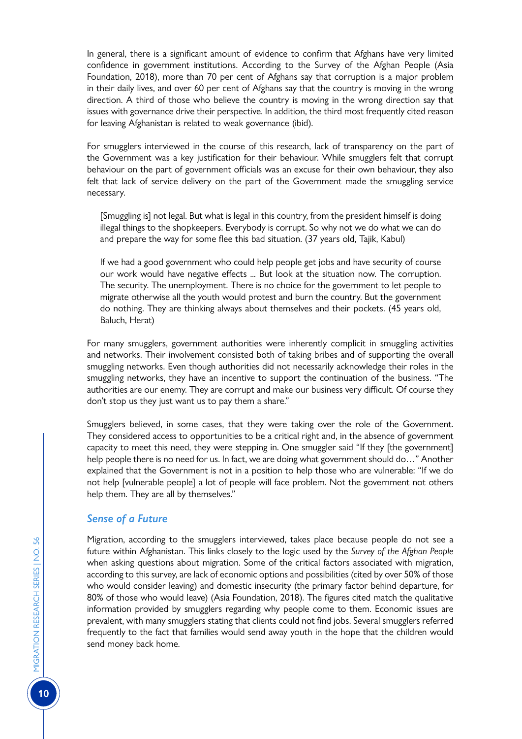In general, there is a significant amount of evidence to confirm that Afghans have very limited confidence in government institutions. According to the Survey of the Afghan People (Asia Foundation, 2018), more than 70 per cent of Afghans say that corruption is a major problem in their daily lives, and over 60 per cent of Afghans say that the country is moving in the wrong direction. A third of those who believe the country is moving in the wrong direction say that issues with governance drive their perspective. In addition, the third most frequently cited reason for leaving Afghanistan is related to weak governance (ibid).

For smugglers interviewed in the course of this research, lack of transparency on the part of the Government was a key justification for their behaviour. While smugglers felt that corrupt behaviour on the part of government officials was an excuse for their own behaviour, they also felt that lack of service delivery on the part of the Government made the smuggling service necessary.

> [Smuggling is] not legal. But what is legal in this country, from the president himself is doing illegal things to the shopkeepers. Everybody is corrupt. So why not we do what we can do and prepare the way for some flee this bad situation. (37 years old, Tajik, Kabul)

> If we had a good government who could help people get jobs and have security of course our work would have negative effects ... But look at the situation now. The corruption. The security. The unemployment. There is no choice for the government to let people to migrate otherwise all the youth would protest and burn the country. But the government do nothing. They are thinking always about themselves and their pockets. (45 years old, Baluch, Herat)

For many smugglers, government authorities were inherently complicit in smuggling activities and networks. Their involvement consisted both of taking bribes and of supporting the overall smuggling networks. Even though authorities did not necessarily acknowledge their roles in the smuggling networks, they have an incentive to support the continuation of the business. "The authorities are our enemy. They are corrupt and make our business very difficult. Of course they don't stop us they just want us to pay them a share."

Smugglers believed, in some cases, that they were taking over the role of the Government. They considered access to opportunities to be a critical right and, in the absence of government capacity to meet this need, they were stepping in. One smuggler said "If they [the government] help people there is no need for us. In fact, we are doing what government should do…" Another explained that the Government is not in a position to help those who are vulnerable: "If we do not help [vulnerable people] a lot of people will face problem. Not the government not others help them. They are all by themselves."

### *Sense of a Future*

Migration, according to the smugglers interviewed, takes place because people do not see a future within Afghanistan. This links closely to the logic used by the *Survey of the Afghan People* when asking questions about migration. Some of the critical factors associated with migration, according to this survey, are lack of economic options and possibilities (cited by over 50% of those who would consider leaving) and domestic insecurity (the primary factor behind departure, for 80% of those who would leave) (Asia Foundation, 2018). The figures cited match the qualitative information provided by smugglers regarding why people come to them. Economic issues are prevalent, with many smugglers stating that clients could not find jobs. Several smugglers referred frequently to the fact that families would send away youth in the hope that the children would send money back home.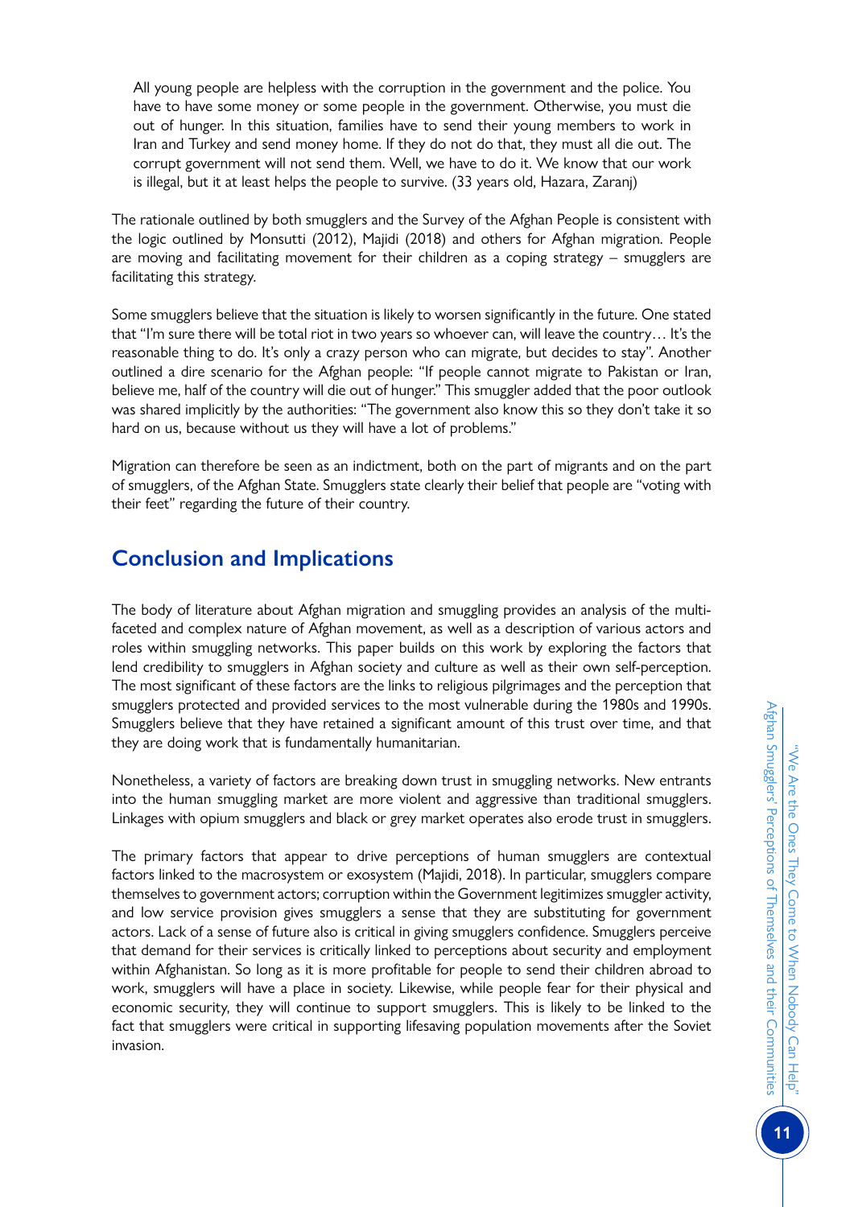> All young people are helpless with the corruption in the government and the police. You have to have some money or some people in the government. Otherwise, you must die out of hunger. In this situation, families have to send their young members to work in Iran and Turkey and send money home. If they do not do that, they must all die out. The corrupt government will not send them. Well, we have to do it. We know that our work is illegal, but it at least helps the people to survive. (33 years old, Hazara, Zaranj)

The rationale outlined by both smugglers and the Survey of the Afghan People is consistent with the logic outlined by Monsutti (2012), Majidi (2018) and others for Afghan migration. People are moving and facilitating movement for their children as a coping strategy – smugglers are facilitating this strategy.

Some smugglers believe that the situation is likely to worsen significantly in the future. One stated that "I'm sure there will be total riot in two years so whoever can, will leave the country… It's the reasonable thing to do. It's only a crazy person who can migrate, but decides to stay". Another outlined a dire scenario for the Afghan people: "If people cannot migrate to Pakistan or Iran, believe me, half of the country will die out of hunger." This smuggler added that the poor outlook was shared implicitly by the authorities: "The government also know this so they don't take it so hard on us, because without us they will have a lot of problems."

Migration can therefore be seen as an indictment, both on the part of migrants and on the part of smugglers, of the Afghan State. Smugglers state clearly their belief that people are "voting with their feet" regarding the future of their country.

## Conclusion and Implications

The body of literature about Afghan migration and smuggling provides an analysis of the multi-faceted and complex nature of Afghan movement, as well as a description of various actors and roles within smuggling networks. This paper builds on this work by exploring the factors that lend credibility to smugglers in Afghan society and culture as well as their own self-perception. The most significant of these factors are the links to religious pilgrimages and the perception that smugglers protected and provided services to the most vulnerable during the 1980s and 1990s. Smugglers believe that they have retained a significant amount of this trust over time, and that they are doing work that is fundamentally humanitarian.

Nonetheless, a variety of factors are breaking down trust in smuggling networks. New entrants into the human smuggling market are more violent and aggressive than traditional smugglers. Linkages with opium smugglers and black or grey market operates also erode trust in smugglers.

The primary factors that appear to drive perceptions of human smugglers are contextual factors linked to the macrosystem or exosystem (Majidi, 2018). In particular, smugglers compare themselves to government actors; corruption within the Government legitimizes smuggler activity, and low service provision gives smugglers a sense that they are substituting for government actors. Lack of a sense of future also is critical in giving smugglers confidence. Smugglers perceive that demand for their services is critically linked to perceptions about security and employment within Afghanistan. So long as it is more profitable for people to send their children abroad to work, smugglers will have a place in society. Likewise, while people fear for their physical and economic security, they will continue to support smugglers. This is likely to be linked to the fact that smugglers were critical in supporting lifesaving population movements after the Soviet invasion.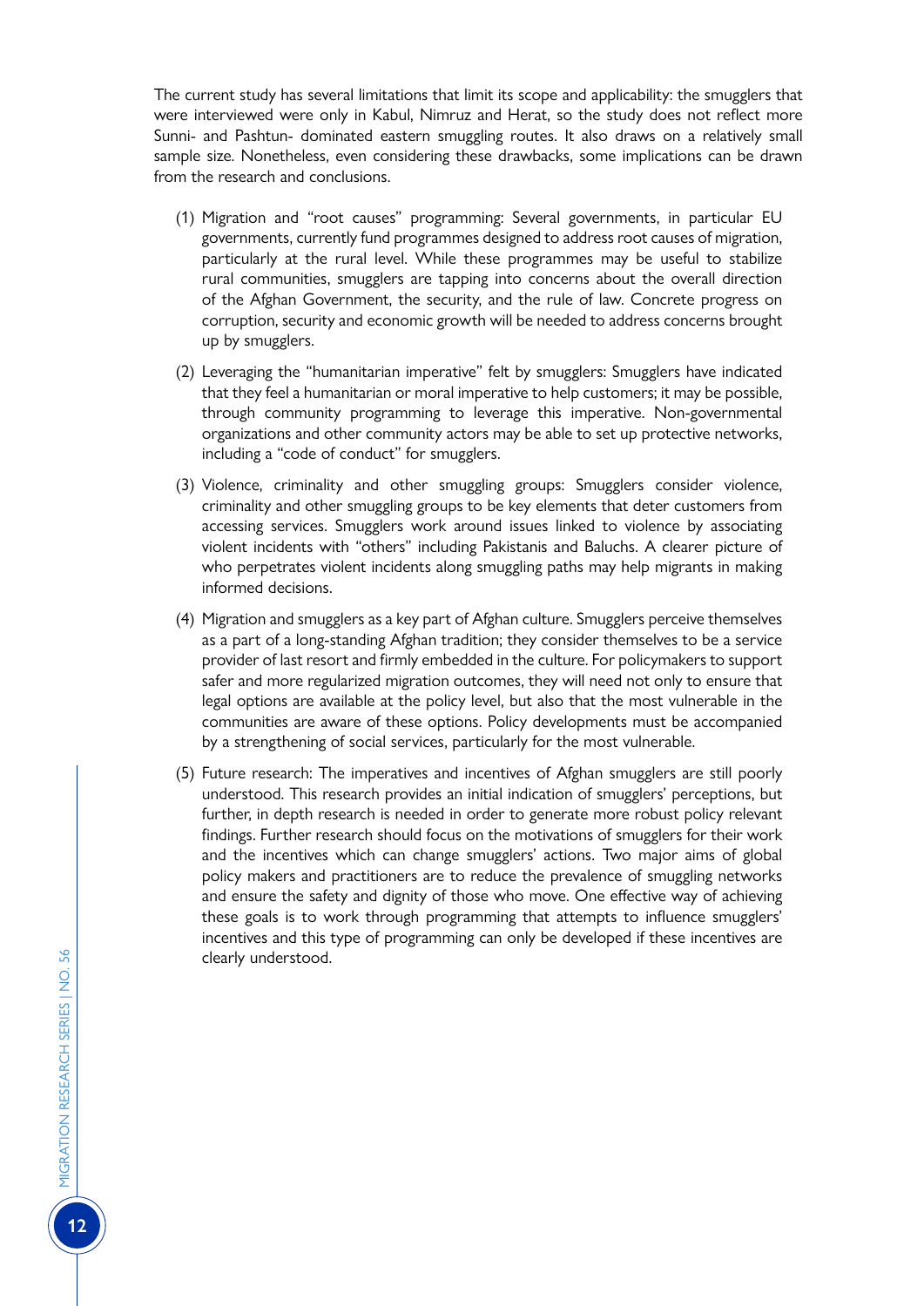The current study has several limitations that limit its scope and applicability: the smugglers that were interviewed were only in Kabul, Nimruz and Herat, so the study does not reflect more Sunni- and Pashtun- dominated eastern smuggling routes. It also draws on a relatively small sample size. Nonetheless, even considering these drawbacks, some implications can be drawn from the research and conclusions.

(1) Migration and "root causes" programming: Several governments, in particular EU governments, currently fund programmes designed to address root causes of migration, particularly at the rural level. While these programmes may be useful to stabilize rural communities, smugglers are tapping into concerns about the overall direction of the Afghan Government, the security, and the rule of law. Concrete progress on corruption, security and economic growth will be needed to address concerns brought up by smugglers.

(2) Leveraging the "humanitarian imperative" felt by smugglers: Smugglers have indicated that they feel a humanitarian or moral imperative to help customers; it may be possible, through community programming to leverage this imperative. Non-governmental organizations and other community actors may be able to set up protective networks, including a "code of conduct" for smugglers.

(3) Violence, criminality and other smuggling groups: Smugglers consider violence, criminality and other smuggling groups to be key elements that deter customers from accessing services. Smugglers work around issues linked to violence by associating violent incidents with "others" including Pakistanis and Baluchs. A clearer picture of who perpetrates violent incidents along smuggling paths may help migrants in making informed decisions.

(4) Migration and smugglers as a key part of Afghan culture. Smugglers perceive themselves as a part of a long-standing Afghan tradition; they consider themselves to be a service provider of last resort and firmly embedded in the culture. For policymakers to support safer and more regularized migration outcomes, they will need not only to ensure that legal options are available at the policy level, but also that the most vulnerable in the communities are aware of these options. Policy developments must be accompanied by a strengthening of social services, particularly for the most vulnerable.

(5) Future research: The imperatives and incentives of Afghan smugglers are still poorly understood. This research provides an initial indication of smugglers' perceptions, but further, in depth research is needed in order to generate more robust policy relevant findings. Further research should focus on the motivations of smugglers for their work and the incentives which can change smugglers' actions. Two major aims of global policy makers and practitioners are to reduce the prevalence of smuggling networks and ensure the safety and dignity of those who move. One effective way of achieving these goals is to work through programming that attempts to influence smugglers' incentives and this type of programming can only be developed if these incentives are clearly understood.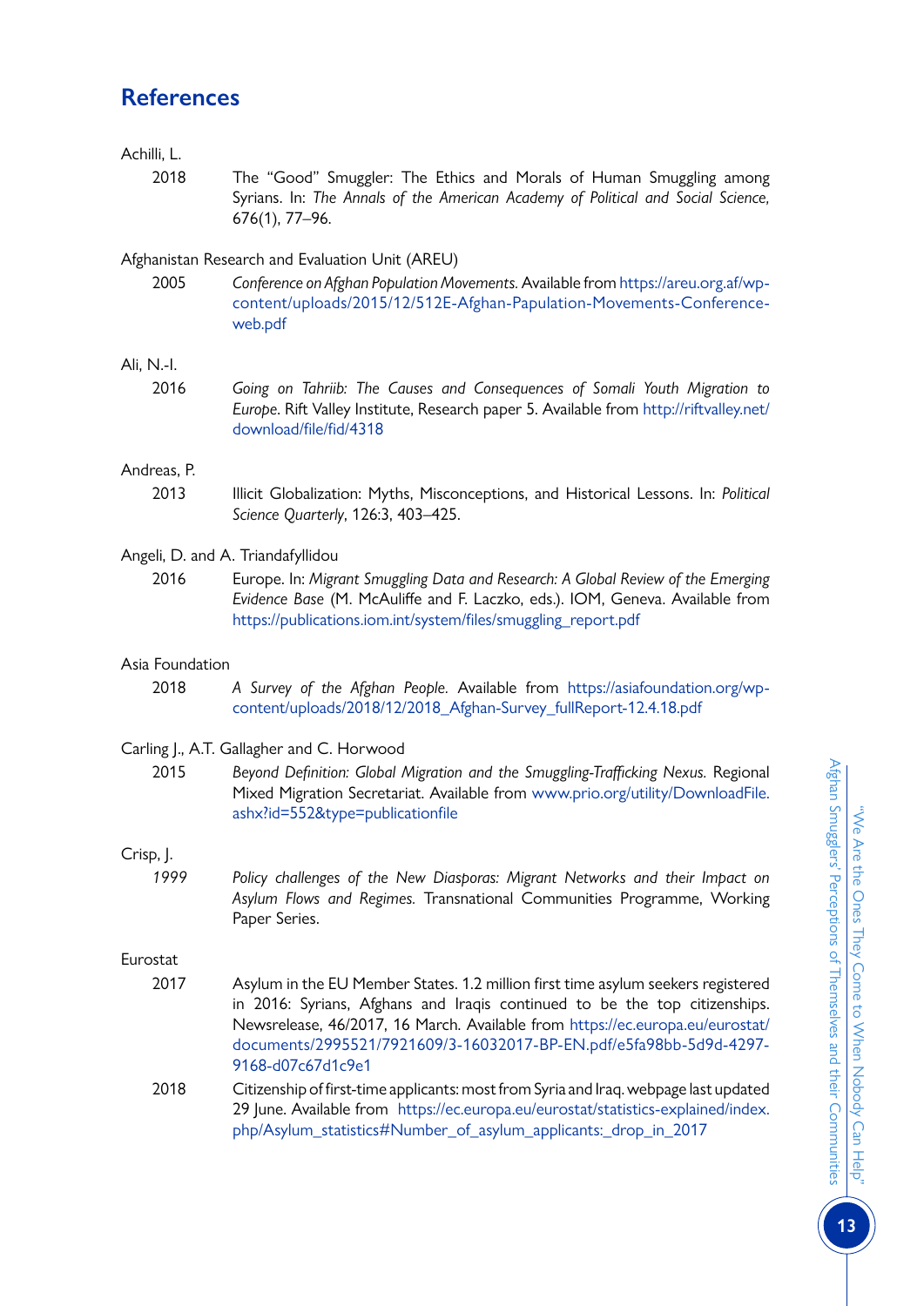## References

Achilli, L.

2018 The "Good" Smuggler: The Ethics and Morals of Human Smuggling among Syrians. In: *The Annals of the American Academy of Political and Social Science*, 676(1), 77–96.

Afghanistan Research and Evaluation Unit (AREU)

2005 *Conference on Afghan Population Movements*. Available from https://areu.org.af/wp-content/uploads/2015/12/512E-Afghan-Papulation-Movements-Conference-web.pdf

Ali, N.-I.

2016 *Going on Tahriib: The Causes and Consequences of Somali Youth Migration to Europe*. Rift Valley Institute, Research paper 5. Available from http://riftvalley.net/download/file/fid/4318

Andreas, P.

2013 Illicit Globalization: Myths, Misconceptions, and Historical Lessons. In: *Political Science Quarterly*, 126:3, 403–425.

Angeli, D. and A. Triandafyllidou

2016 Europe. In: *Migrant Smuggling Data and Research: A Global Review of the Emerging Evidence Base* (M. McAuliffe and F. Laczko, eds.). IOM, Geneva. Available from https://publications.iom.int/system/files/smuggling_report.pdf

Asia Foundation

2018 *A Survey of the Afghan People*. Available from https://asiafoundation.org/wp-content/uploads/2018/12/2018_Afghan-Survey_fullReport-12.4.18.pdf

Carling J., A.T. Gallagher and C. Horwood

2015 *Beyond Definition: Global Migration and the Smuggling-Trafficking Nexus*. Regional Mixed Migration Secretariat. Available from www.prio.org/utility/DownloadFile.ashx?id=552&type=publicationfile

Crisp, J.

*1999* *Policy challenges of the New Diasporas: Migrant Networks and their Impact on Asylum Flows and Regimes*. Transnational Communities Programme, Working Paper Series.

Eurostat

2017 Asylum in the EU Member States. 1.2 million first time asylum seekers registered in 2016: Syrians, Afghans and Iraqis continued to be the top citizenships. Newsrelease, 46/2017, 16 March. Available from https://ec.europa.eu/eurostat/documents/2995521/7921609/3-16032017-BP-EN.pdf/e5fa98bb-5d9d-4297-9168-d07c67d1c9e1

2018 Citizenship of first-time applicants: most from Syria and Iraq. webpage last updated 29 June. Available from https://ec.europa.eu/eurostat/statistics-explained/index.php/Asylum_statistics#Number_of_asylum_applicants:_drop_in_2017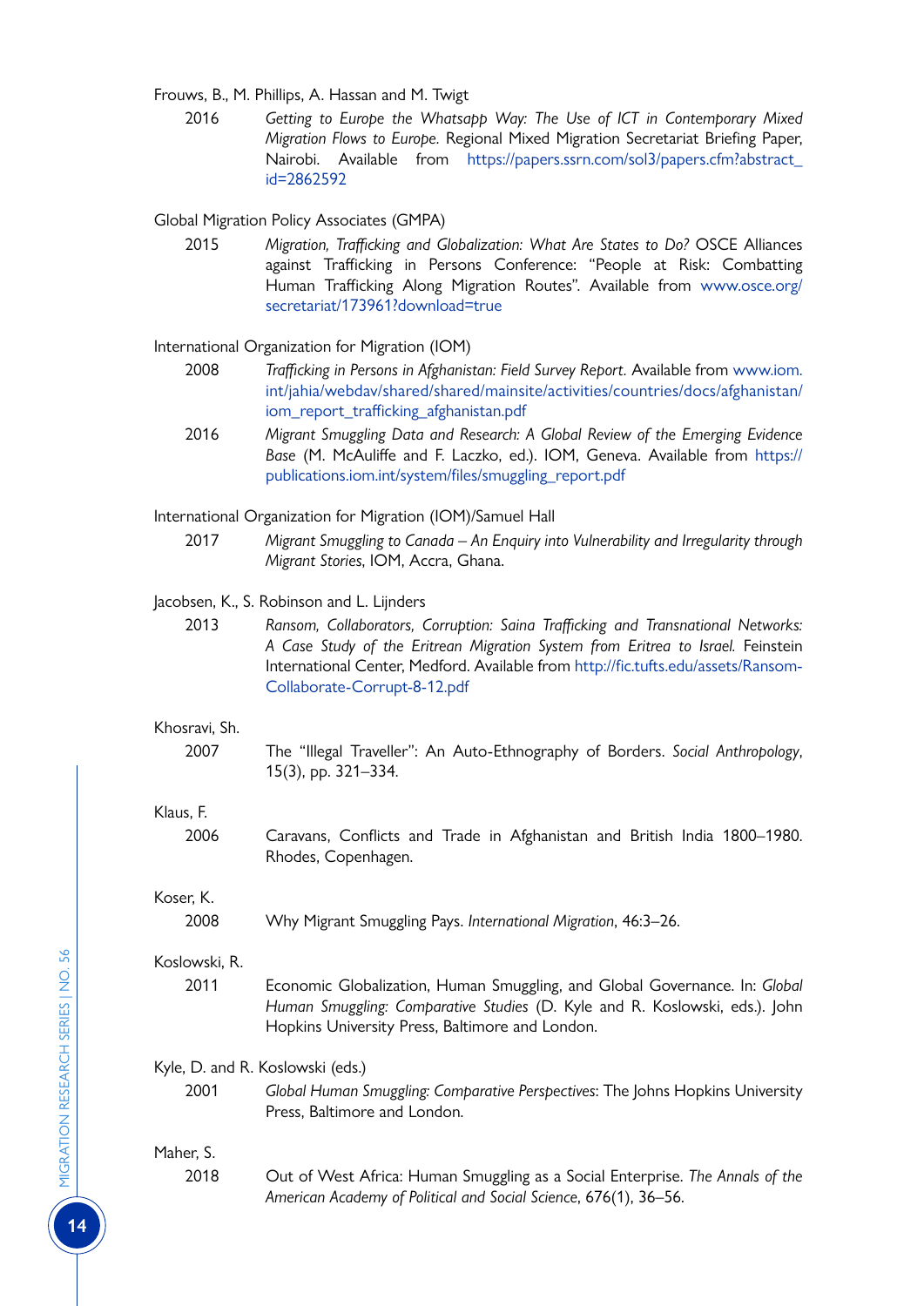Frouws, B., M. Phillips, A. Hassan and M. Twigt

2016 *Getting to Europe the Whatsapp Way: The Use of ICT in Contemporary Mixed Migration Flows to Europe.* Regional Mixed Migration Secretariat Briefing Paper, Nairobi. Available from https://papers.ssrn.com/sol3/papers.cfm?abstract_id=2862592

Global Migration Policy Associates (GMPA)

2015 *Migration, Trafficking and Globalization: What Are States to Do?* OSCE Alliances against Trafficking in Persons Conference: "People at Risk: Combatting Human Trafficking Along Migration Routes". Available from www.osce.org/secretariat/173961?download=true

International Organization for Migration (IOM)

2008 *Trafficking in Persons in Afghanistan: Field Survey Report.* Available from www.iom.int/jahia/webdav/shared/shared/mainsite/activities/countries/docs/afghanistan/iom_report_trafficking_afghanistan.pdf

2016 *Migrant Smuggling Data and Research: A Global Review of the Emerging Evidence Base* (M. McAuliffe and F. Laczko, ed.). IOM, Geneva. Available from https://publications.iom.int/system/files/smuggling_report.pdf

International Organization for Migration (IOM)/Samuel Hall

2017 *Migrant Smuggling to Canada – An Enquiry into Vulnerability and Irregularity through Migrant Stories*, IOM, Accra, Ghana.

Jacobsen, K., S. Robinson and L. Lijnders

2013 *Ransom, Collaborators, Corruption: Saina Trafficking and Transnational Networks: A Case Study of the Eritrean Migration System from Eritrea to Israel.* Feinstein International Center, Medford. Available from http://fic.tufts.edu/assets/Ransom-Collaborate-Corrupt-8-12.pdf

Khosravi, Sh.

2007 The "Illegal Traveller": An Auto-Ethnography of Borders. *Social Anthropology*, 15(3), pp. 321–334.

Klaus, F.

2006 Caravans, Conflicts and Trade in Afghanistan and British India 1800–1980. Rhodes, Copenhagen.

Koser, K.

2008 Why Migrant Smuggling Pays. *International Migration*, 46:3–26.

Koslowski, R.

2011 Economic Globalization, Human Smuggling, and Global Governance. In: *Global Human Smuggling: Comparative Studies* (D. Kyle and R. Koslowski, eds.). John Hopkins University Press, Baltimore and London.

Kyle, D. and R. Koslowski (eds.)

2001 *Global Human Smuggling: Comparative Perspectives*: The Johns Hopkins University Press, Baltimore and London.

Maher, S.

2018 Out of West Africa: Human Smuggling as a Social Enterprise. *The Annals of the American Academy of Political and Social Science*, 676(1), 36–56.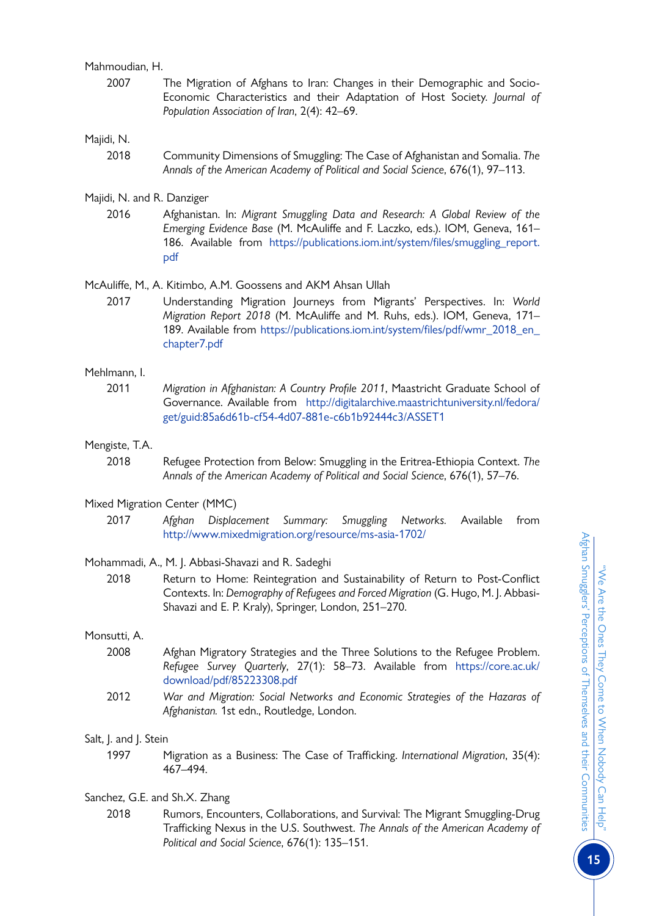Mahmoudian, H.

2007 The Migration of Afghans to Iran: Changes in their Demographic and Socio-Economic Characteristics and their Adaptation of Host Society. *Journal of Population Association of Iran*, 2(4): 42–69.

Majidi, N.

2018 Community Dimensions of Smuggling: The Case of Afghanistan and Somalia. *The Annals of the American Academy of Political and Social Science*, 676(1), 97–113.

Majidi, N. and R. Danziger

2016 Afghanistan. In: *Migrant Smuggling Data and Research: A Global Review of the Emerging Evidence Base* (M. McAuliffe and F. Laczko, eds.). IOM, Geneva, 161–186. Available from https://publications.iom.int/system/files/smuggling_report.pdf

McAuliffe, M., A. Kitimbo, A.M. Goossens and AKM Ahsan Ullah

2017 Understanding Migration Journeys from Migrants' Perspectives. In: *World Migration Report 2018* (M. McAuliffe and M. Ruhs, eds.). IOM, Geneva, 171–189. Available from https://publications.iom.int/system/files/pdf/wmr_2018_en_chapter7.pdf

Mehlmann, I.

2011 *Migration in Afghanistan: A Country Profile 2011*, Maastricht Graduate School of Governance. Available from http://digitalarchive.maastrichtuniversity.nl/fedora/get/guid:85a6d61b-cf54-4d07-881e-c6b1b92444c3/ASSET1

Mengiste, T.A.

2018 Refugee Protection from Below: Smuggling in the Eritrea-Ethiopia Context. *The Annals of the American Academy of Political and Social Science*, 676(1), 57–76.

Mixed Migration Center (MMC)

2017 *Afghan Displacement Summary: Smuggling Networks.* Available from http://www.mixedmigration.org/resource/ms-asia-1702/

Mohammadi, A., M. J. Abbasi-Shavazi and R. Sadeghi

2018 Return to Home: Reintegration and Sustainability of Return to Post-Conflict Contexts. In: *Demography of Refugees and Forced Migration* (G. Hugo, M. J. Abbasi-Shavazi and E. P. Kraly), Springer, London, 251–270.

Monsutti, A.

2008 Afghan Migratory Strategies and the Three Solutions to the Refugee Problem. *Refugee Survey Quarterly*, 27(1): 58–73. Available from https://core.ac.uk/download/pdf/85223308.pdf

2012 *War and Migration: Social Networks and Economic Strategies of the Hazaras of Afghanistan.* 1st edn., Routledge, London.

Salt, J. and J. Stein

1997 Migration as a Business: The Case of Trafficking. *International Migration*, 35(4): 467–494.

Sanchez, G.E. and Sh.X. Zhang

2018 Rumors, Encounters, Collaborations, and Survival: The Migrant Smuggling-Drug Trafficking Nexus in the U.S. Southwest. *The Annals of the American Academy of Political and Social Science*, 676(1): 135–151.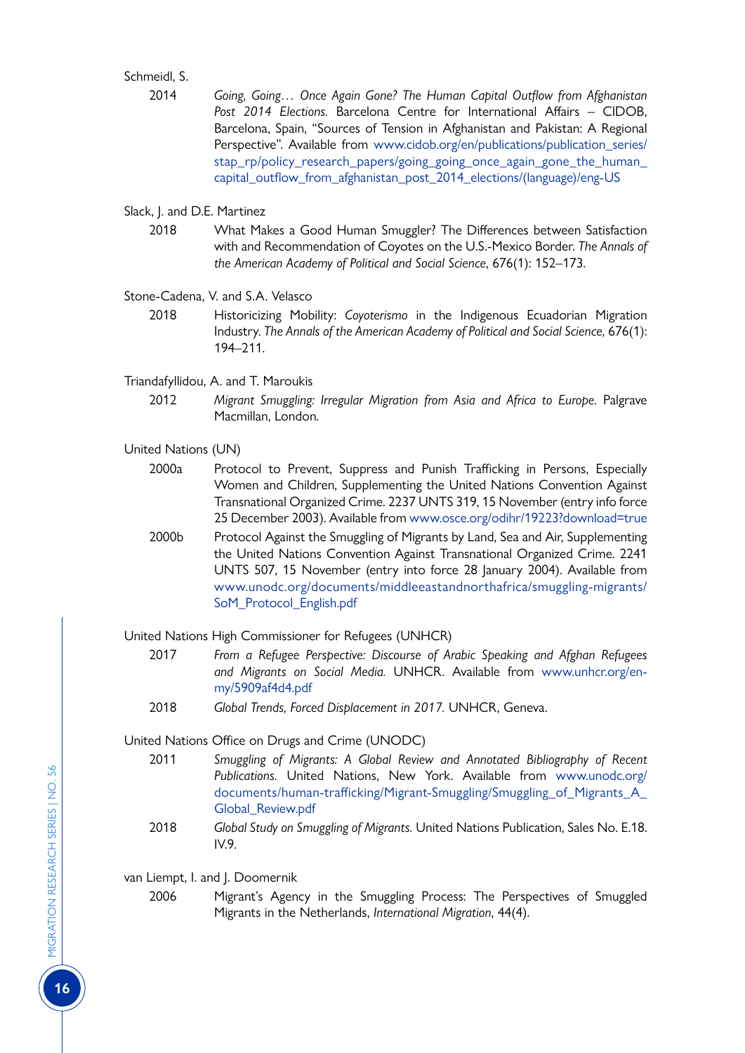Schmeidl, S.

2014 *Going, Going… Once Again Gone? The Human Capital Outflow from Afghanistan Post 2014 Elections.* Barcelona Centre for International Affairs – CIDOB, Barcelona, Spain, "Sources of Tension in Afghanistan and Pakistan: A Regional Perspective". Available from www.cidob.org/en/publications/publication_series/stap_rp/policy_research_papers/going_going_once_again_gone_the_human_capital_outflow_from_afghanistan_post_2014_elections/(language)/eng-US

Slack, J. and D.E. Martinez

2018 What Makes a Good Human Smuggler? The Differences between Satisfaction with and Recommendation of Coyotes on the U.S.-Mexico Border. *The Annals of the American Academy of Political and Social Science*, 676(1): 152–173.

Stone-Cadena, V. and S.A. Velasco

2018 Historicizing Mobility: *Coyoterismo* in the Indigenous Ecuadorian Migration Industry. *The Annals of the American Academy of Political and Social Science,* 676(1): 194–211.

Triandafyllidou, A. and T. Maroukis

2012 *Migrant Smuggling: Irregular Migration from Asia and Africa to Europe.* Palgrave Macmillan, London.

United Nations (UN)

2000a Protocol to Prevent, Suppress and Punish Trafficking in Persons, Especially Women and Children, Supplementing the United Nations Convention Against Transnational Organized Crime. 2237 UNTS 319, 15 November (entry info force 25 December 2003). Available from www.osce.org/odihr/19223?download=true

2000b Protocol Against the Smuggling of Migrants by Land, Sea and Air, Supplementing the United Nations Convention Against Transnational Organized Crime. 2241 UNTS 507, 15 November (entry into force 28 January 2004). Available from www.unodc.org/documents/middleeastandnorthafrica/smuggling-migrants/SoM_Protocol_English.pdf

United Nations High Commissioner for Refugees (UNHCR)

2017 *From a Refugee Perspective: Discourse of Arabic Speaking and Afghan Refugees and Migrants on Social Media.* UNHCR. Available from www.unhcr.org/en-my/5909af4d4.pdf

2018 *Global Trends, Forced Displacement in 2017.* UNHCR, Geneva.

United Nations Office on Drugs and Crime (UNODC)

2011 *Smuggling of Migrants: A Global Review and Annotated Bibliography of Recent Publications.* United Nations, New York. Available from www.unodc.org/documents/human-trafficking/Migrant-Smuggling/Smuggling_of_Migrants_A_Global_Review.pdf

2018 *Global Study on Smuggling of Migrants.* United Nations Publication, Sales No. E.18.IV.9.

van Liempt, I. and J. Doomernik

2006 Migrant's Agency in the Smuggling Process: The Perspectives of Smuggled Migrants in the Netherlands, *International Migration*, 44(4).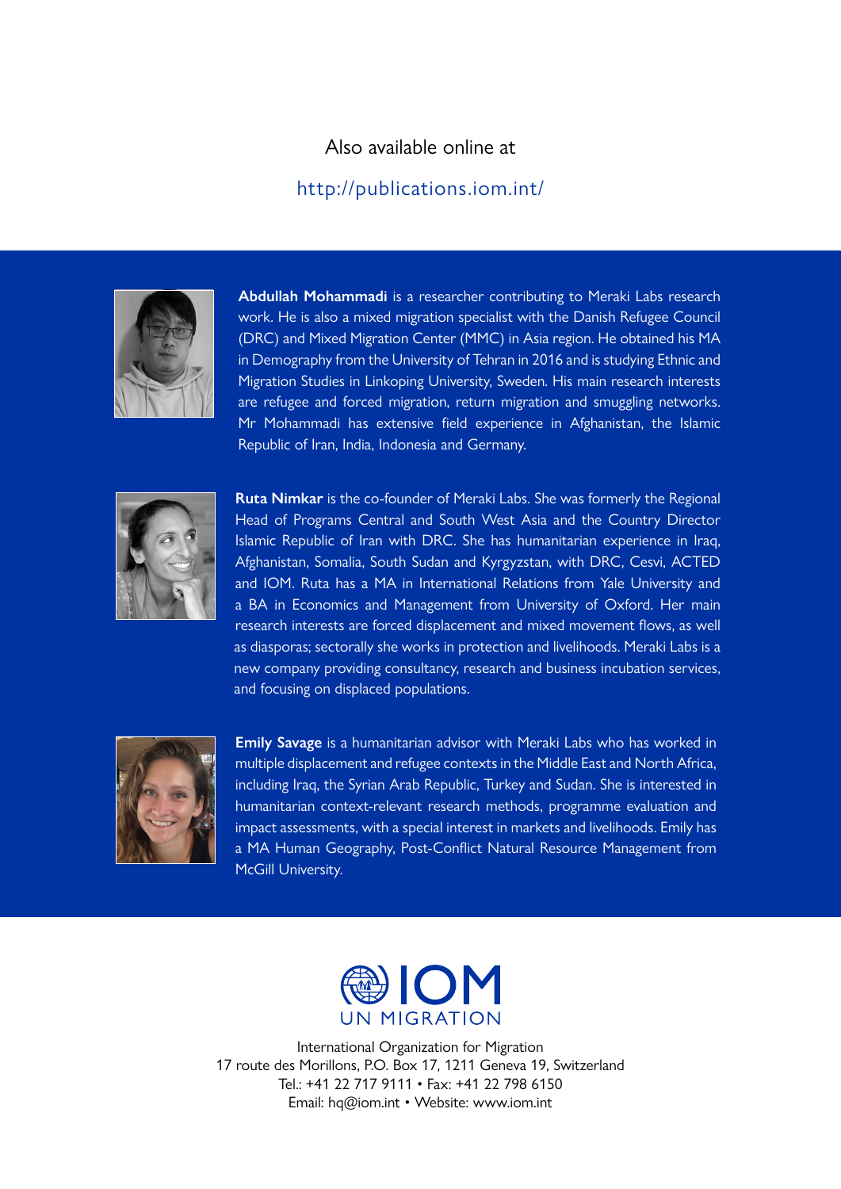Also available online at

http://publications.iom.int/

**Abdullah Mohammadi** is a researcher contributing to Meraki Labs research work. He is also a mixed migration specialist with the Danish Refugee Council (DRC) and Mixed Migration Center (MMC) in Asia region. He obtained his MA in Demography from the University of Tehran in 2016 and is studying Ethnic and Migration Studies in Linkoping University, Sweden. His main research interests are refugee and forced migration, return migration and smuggling networks. Mr Mohammadi has extensive field experience in Afghanistan, the Islamic Republic of Iran, India, Indonesia and Germany.

**Ruta Nimkar** is the co-founder of Meraki Labs. She was formerly the Regional Head of Programs Central and South West Asia and the Country Director Islamic Republic of Iran with DRC. She has humanitarian experience in Iraq, Afghanistan, Somalia, South Sudan and Kyrgyzstan, with DRC, Cesvi, ACTED and IOM. Ruta has a MA in International Relations from Yale University and a BA in Economics and Management from University of Oxford. Her main research interests are forced displacement and mixed movement flows, as well as diasporas; sectorally she works in protection and livelihoods. Meraki Labs is a new company providing consultancy, research and business incubation services, and focusing on displaced populations.

**Emily Savage** is a humanitarian advisor with Meraki Labs who has worked in multiple displacement and refugee contexts in the Middle East and North Africa, including Iraq, the Syrian Arab Republic, Turkey and Sudan. She is interested in humanitarian context-relevant research methods, programme evaluation and impact assessments, with a special interest in markets and livelihoods. Emily has a MA Human Geography, Post-Conflict Natural Resource Management from McGill University.

IOM
UN MIGRATION

International Organization for Migration
17 route des Morillons, P.O. Box 17, 1211 Geneva 19, Switzerland
Tel.: +41 22 717 9111 • Fax: +41 22 798 6150
Email: hq@iom.int • Website: www.iom.int